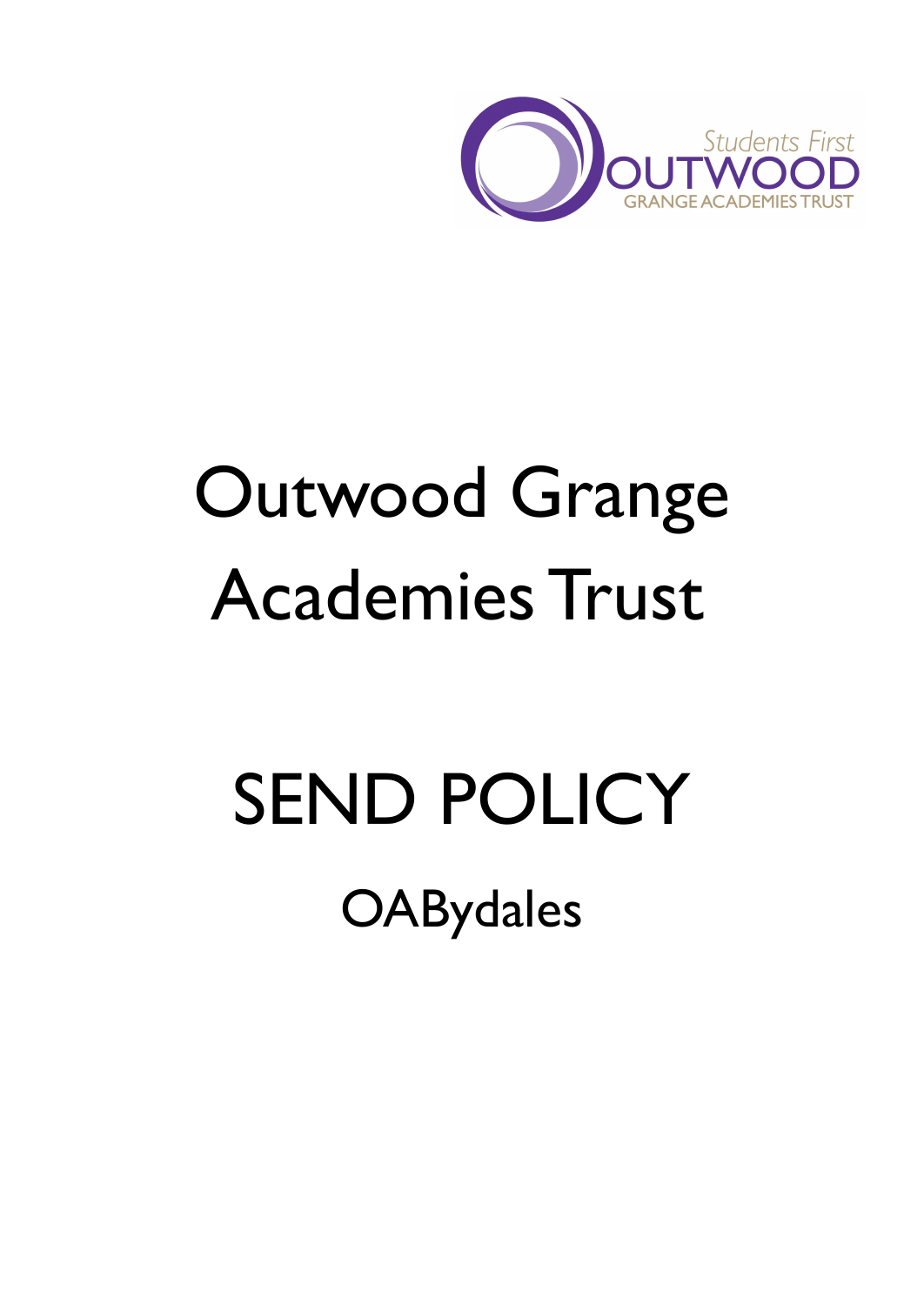Students First
OUTWOOD
GRANGE ACADEMIES TRUST

# Outwood Grange Academies Trust

# SEND POLICY

## OABydales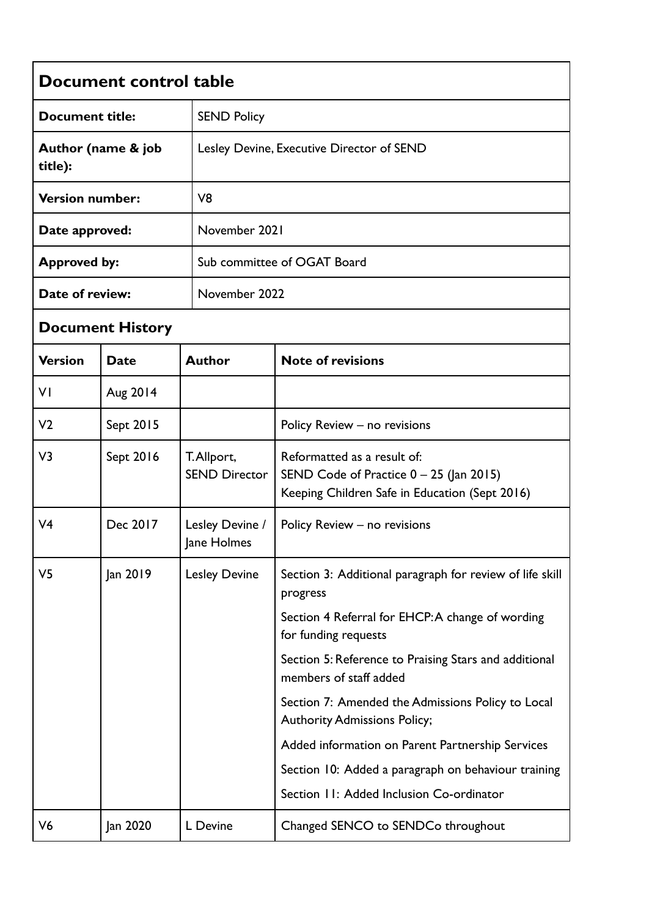## Document control table

| | |
|---|---|
| **Document title:** | SEND Policy |
| **Author (name & job title):** | Lesley Devine, Executive Director of SEND |
| **Version number:** | V8 |
| **Date approved:** | November 2021 |
| **Approved by:** | Sub committee of OGAT Board |
| **Date of review:** | November 2022 |

## Document History

| Version | Date | Author | Note of revisions |
|---|---|---|---|
| V1 | Aug 2014 | | |
| V2 | Sept 2015 | | Policy Review – no revisions |
| V3 | Sept 2016 | T.Allport, SEND Director | Reformatted as a result of: SEND Code of Practice 0 – 25 (Jan 2015) Keeping Children Safe in Education (Sept 2016) |
| V4 | Dec 2017 | Lesley Devine / Jane Holmes | Policy Review – no revisions |
| V5 | Jan 2019 | Lesley Devine | Section 3: Additional paragraph for review of life skill progress<br>Section 4 Referral for EHCP: A change of wording for funding requests<br>Section 5: Reference to Praising Stars and additional members of staff added<br>Section 7: Amended the Admissions Policy to Local Authority Admissions Policy;<br>Added information on Parent Partnership Services<br>Section 10: Added a paragraph on behaviour training<br>Section 11: Added Inclusion Co-ordinator |
| V6 | Jan 2020 | L Devine | Changed SENCO to SENDCo throughout |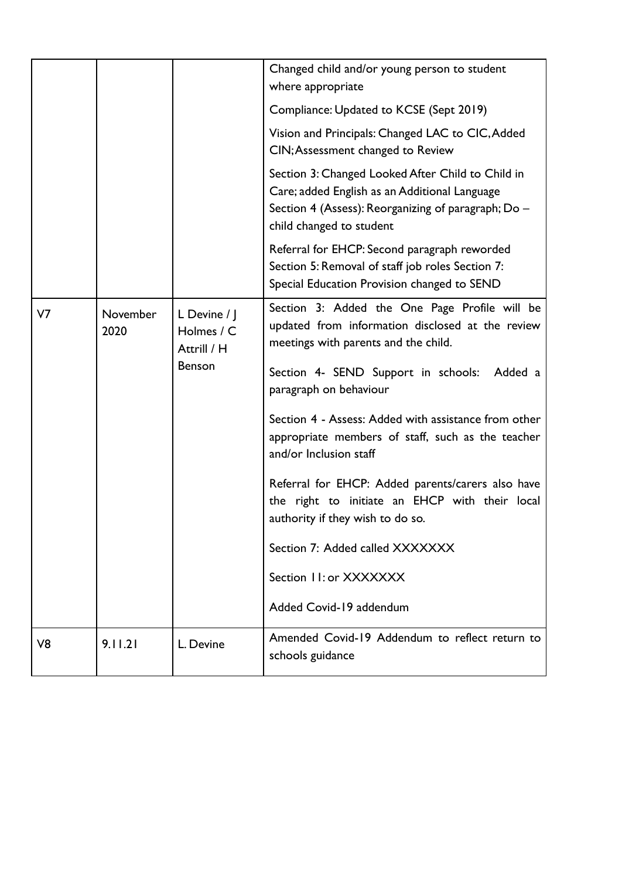| | | | |
|---|---|---|---|
| | | | Changed child and/or young person to student where appropriate<br><br>Compliance: Updated to KCSE (Sept 2019)<br><br>Vision and Principals: Changed LAC to CIC, Added CIN; Assessment changed to Review<br><br>Section 3: Changed Looked After Child to Child in Care; added English as an Additional Language Section 4 (Assess): Reorganizing of paragraph; Do – child changed to student<br><br>Referral for EHCP: Second paragraph reworded Section 5: Removal of staff job roles Section 7: Special Education Provision changed to SEND |
| V7 | November 2020 | L Devine / J Holmes / C Attrill / H Benson | Section 3: Added the One Page Profile will be updated from information disclosed at the review meetings with parents and the child.<br><br>Section 4- SEND Support in schools: Added a paragraph on behaviour<br><br>Section 4 - Assess: Added with assistance from other appropriate members of staff, such as the teacher and/or Inclusion staff<br><br>Referral for EHCP: Added parents/carers also have the right to initiate an EHCP with their local authority if they wish to do so.<br><br>Section 7: Added called XXXXXXX<br><br>Section 11: or XXXXXXX<br><br>Added Covid-19 addendum |
| V8 | 9.11.21 | L. Devine | Amended Covid-19 Addendum to reflect return to schools guidance |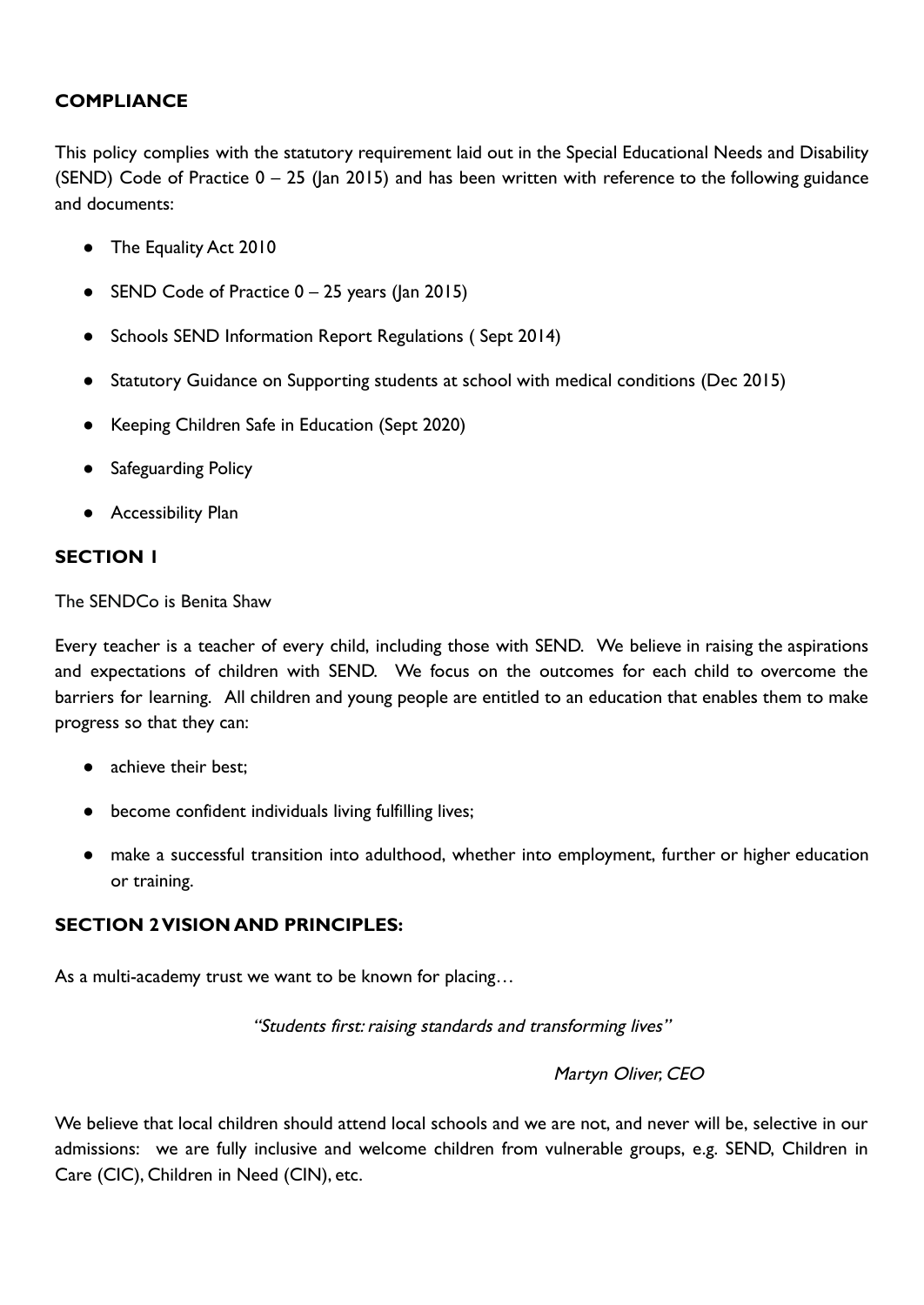## COMPLIANCE

This policy complies with the statutory requirement laid out in the Special Educational Needs and Disability (SEND) Code of Practice 0 – 25 (Jan 2015) and has been written with reference to the following guidance and documents:

- The Equality Act 2010
- SEND Code of Practice 0 – 25 years (Jan 2015)
- Schools SEND Information Report Regulations ( Sept 2014)
- Statutory Guidance on Supporting students at school with medical conditions (Dec 2015)
- Keeping Children Safe in Education (Sept 2020)
- Safeguarding Policy
- Accessibility Plan

## SECTION 1

The SENDCo is Benita Shaw

Every teacher is a teacher of every child, including those with SEND. We believe in raising the aspirations and expectations of children with SEND. We focus on the outcomes for each child to overcome the barriers for learning. All children and young people are entitled to an education that enables them to make progress so that they can:

- achieve their best;
- become confident individuals living fulfilling lives;
- make a successful transition into adulthood, whether into employment, further or higher education or training.

## SECTION 2 VISION AND PRINCIPLES:

As a multi-academy trust we want to be known for placing…

*"Students first: raising standards and transforming lives"*

*Martyn Oliver, CEO*

We believe that local children should attend local schools and we are not, and never will be, selective in our admissions: we are fully inclusive and welcome children from vulnerable groups, e.g. SEND, Children in Care (CIC), Children in Need (CIN), etc.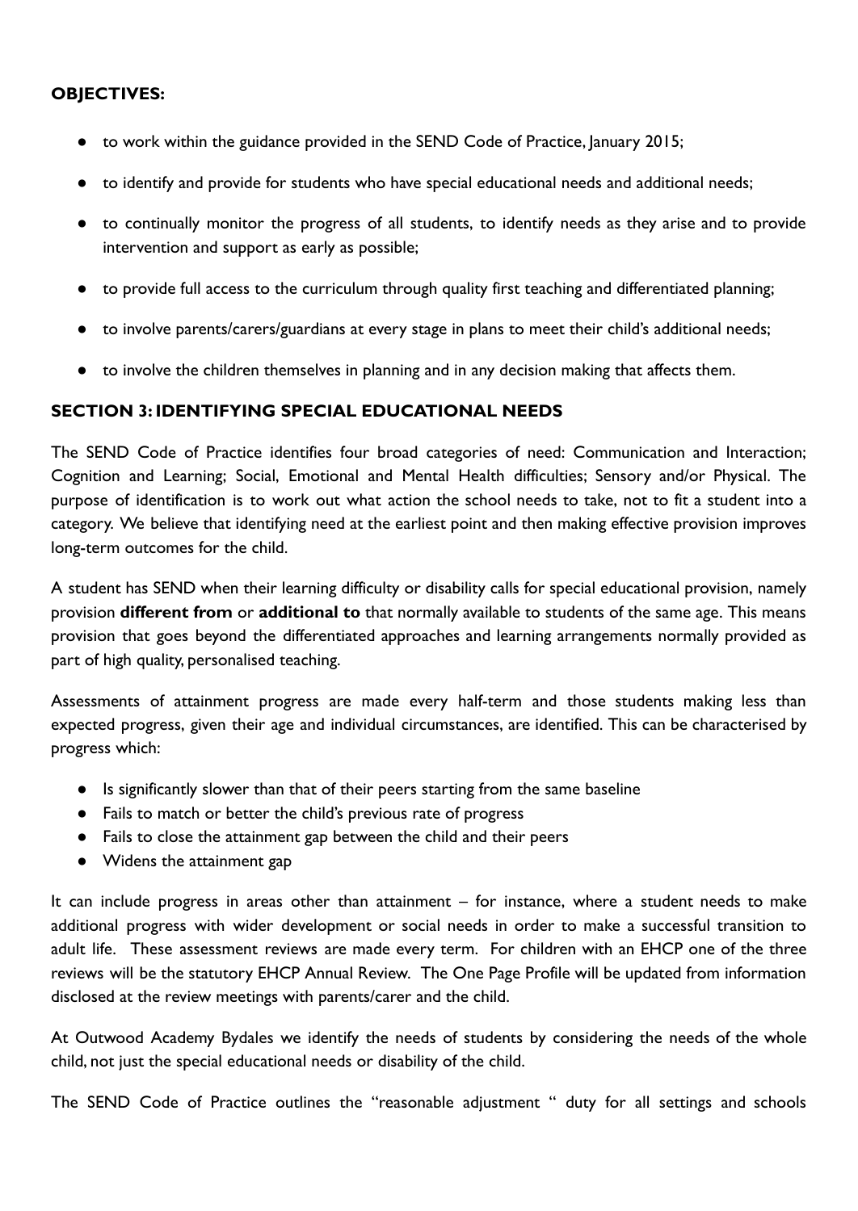**OBJECTIVES:**

- to work within the guidance provided in the SEND Code of Practice, January 2015;
- to identify and provide for students who have special educational needs and additional needs;
- to continually monitor the progress of all students, to identify needs as they arise and to provide intervention and support as early as possible;
- to provide full access to the curriculum through quality first teaching and differentiated planning;
- to involve parents/carers/guardians at every stage in plans to meet their child's additional needs;
- to involve the children themselves in planning and in any decision making that affects them.

## SECTION 3: IDENTIFYING SPECIAL EDUCATIONAL NEEDS

The SEND Code of Practice identifies four broad categories of need: Communication and Interaction; Cognition and Learning; Social, Emotional and Mental Health difficulties; Sensory and/or Physical. The purpose of identification is to work out what action the school needs to take, not to fit a student into a category. We believe that identifying need at the earliest point and then making effective provision improves long-term outcomes for the child.

A student has SEND when their learning difficulty or disability calls for special educational provision, namely provision **different from** or **additional to** that normally available to students of the same age. This means provision that goes beyond the differentiated approaches and learning arrangements normally provided as part of high quality, personalised teaching.

Assessments of attainment progress are made every half-term and those students making less than expected progress, given their age and individual circumstances, are identified. This can be characterised by progress which:

- Is significantly slower than that of their peers starting from the same baseline
- Fails to match or better the child's previous rate of progress
- Fails to close the attainment gap between the child and their peers
- Widens the attainment gap

It can include progress in areas other than attainment – for instance, where a student needs to make additional progress with wider development or social needs in order to make a successful transition to adult life. These assessment reviews are made every term. For children with an EHCP one of the three reviews will be the statutory EHCP Annual Review. The One Page Profile will be updated from information disclosed at the review meetings with parents/carer and the child.

At Outwood Academy Bydales we identify the needs of students by considering the needs of the whole child, not just the special educational needs or disability of the child.

The SEND Code of Practice outlines the "reasonable adjustment " duty for all settings and schools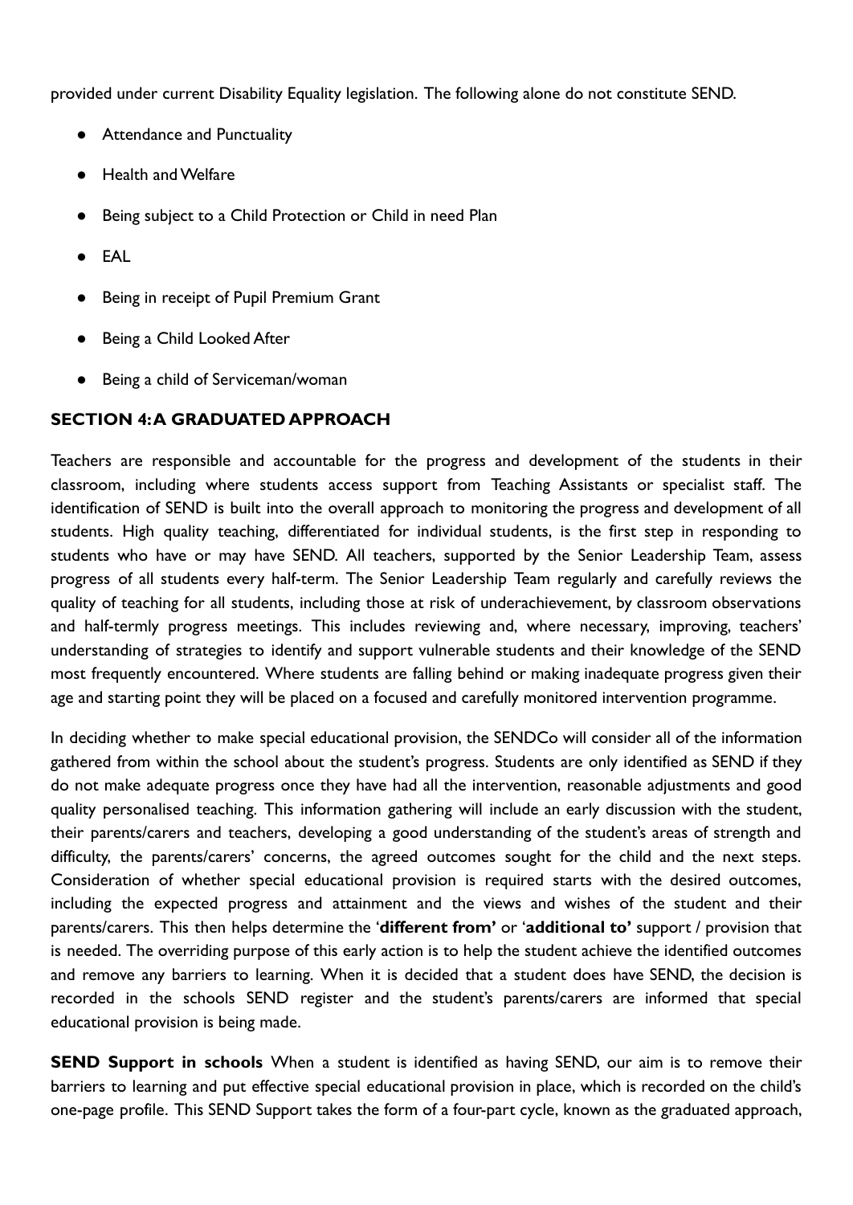provided under current Disability Equality legislation. The following alone do not constitute SEND.

- Attendance and Punctuality
- Health and Welfare
- Being subject to a Child Protection or Child in need Plan
- EAL
- Being in receipt of Pupil Premium Grant
- Being a Child Looked After
- Being a child of Serviceman/woman

## SECTION 4: A GRADUATED APPROACH

Teachers are responsible and accountable for the progress and development of the students in their classroom, including where students access support from Teaching Assistants or specialist staff. The identification of SEND is built into the overall approach to monitoring the progress and development of all students. High quality teaching, differentiated for individual students, is the first step in responding to students who have or may have SEND. All teachers, supported by the Senior Leadership Team, assess progress of all students every half-term. The Senior Leadership Team regularly and carefully reviews the quality of teaching for all students, including those at risk of underachievement, by classroom observations and half-termly progress meetings. This includes reviewing and, where necessary, improving, teachers' understanding of strategies to identify and support vulnerable students and their knowledge of the SEND most frequently encountered. Where students are falling behind or making inadequate progress given their age and starting point they will be placed on a focused and carefully monitored intervention programme.

In deciding whether to make special educational provision, the SENDCo will consider all of the information gathered from within the school about the student's progress. Students are only identified as SEND if they do not make adequate progress once they have had all the intervention, reasonable adjustments and good quality personalised teaching. This information gathering will include an early discussion with the student, their parents/carers and teachers, developing a good understanding of the student's areas of strength and difficulty, the parents/carers' concerns, the agreed outcomes sought for the child and the next steps. Consideration of whether special educational provision is required starts with the desired outcomes, including the expected progress and attainment and the views and wishes of the student and their parents/carers. This then helps determine the '**different from**' or '**additional to**' support / provision that is needed. The overriding purpose of this early action is to help the student achieve the identified outcomes and remove any barriers to learning. When it is decided that a student does have SEND, the decision is recorded in the schools SEND register and the student's parents/carers are informed that special educational provision is being made.

**SEND Support in schools** When a student is identified as having SEND, our aim is to remove their barriers to learning and put effective special educational provision in place, which is recorded on the child's one-page profile. This SEND Support takes the form of a four-part cycle, known as the graduated approach,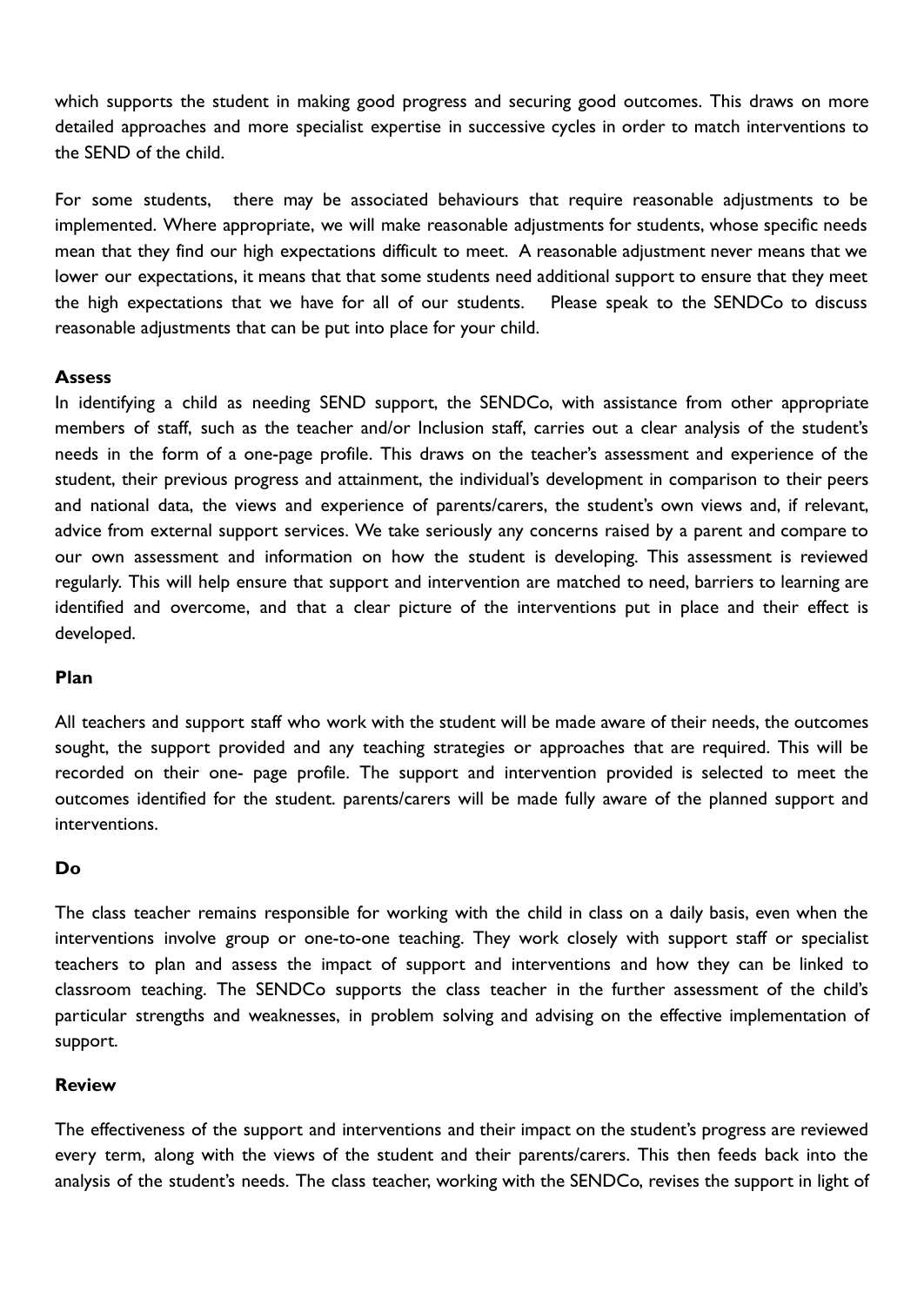which supports the student in making good progress and securing good outcomes. This draws on more detailed approaches and more specialist expertise in successive cycles in order to match interventions to the SEND of the child.

For some students, there may be associated behaviours that require reasonable adjustments to be implemented. Where appropriate, we will make reasonable adjustments for students, whose specific needs mean that they find our high expectations difficult to meet. A reasonable adjustment never means that we lower our expectations, it means that that some students need additional support to ensure that they meet the high expectations that we have for all of our students. Please speak to the SENDCo to discuss reasonable adjustments that can be put into place for your child.

**Assess**

In identifying a child as needing SEND support, the SENDCo, with assistance from other appropriate members of staff, such as the teacher and/or Inclusion staff, carries out a clear analysis of the student's needs in the form of a one-page profile. This draws on the teacher's assessment and experience of the student, their previous progress and attainment, the individual's development in comparison to their peers and national data, the views and experience of parents/carers, the student's own views and, if relevant, advice from external support services. We take seriously any concerns raised by a parent and compare to our own assessment and information on how the student is developing. This assessment is reviewed regularly. This will help ensure that support and intervention are matched to need, barriers to learning are identified and overcome, and that a clear picture of the interventions put in place and their effect is developed.

**Plan**

All teachers and support staff who work with the student will be made aware of their needs, the outcomes sought, the support provided and any teaching strategies or approaches that are required. This will be recorded on their one- page profile. The support and intervention provided is selected to meet the outcomes identified for the student. parents/carers will be made fully aware of the planned support and interventions.

**Do**

The class teacher remains responsible for working with the child in class on a daily basis, even when the interventions involve group or one-to-one teaching. They work closely with support staff or specialist teachers to plan and assess the impact of support and interventions and how they can be linked to classroom teaching. The SENDCo supports the class teacher in the further assessment of the child's particular strengths and weaknesses, in problem solving and advising on the effective implementation of support.

**Review**

The effectiveness of the support and interventions and their impact on the student's progress are reviewed every term, along with the views of the student and their parents/carers. This then feeds back into the analysis of the student's needs. The class teacher, working with the SENDCo, revises the support in light of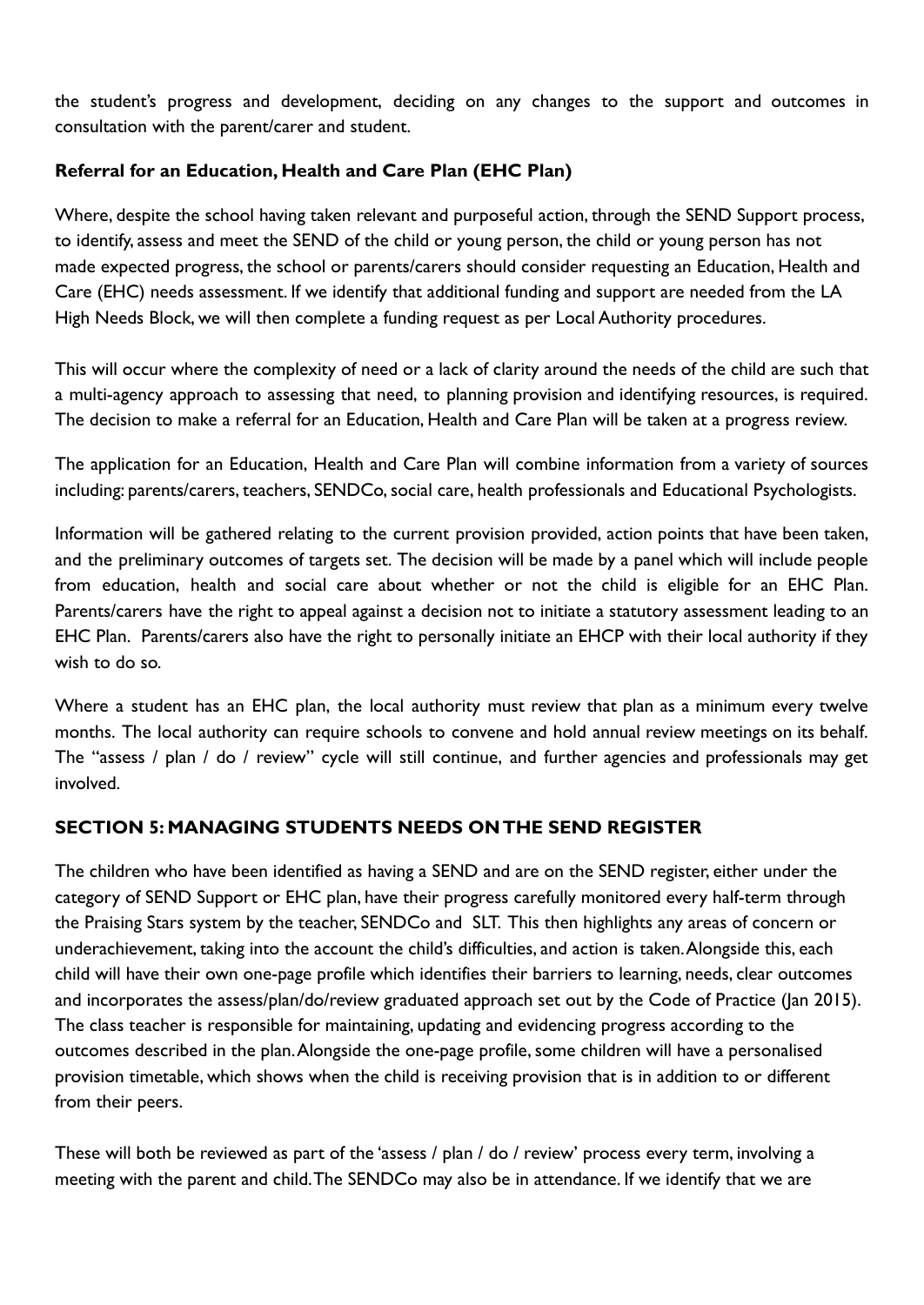the student's progress and development, deciding on any changes to the support and outcomes in consultation with the parent/carer and student.

**Referral for an Education, Health and Care Plan (EHC Plan)**

Where, despite the school having taken relevant and purposeful action, through the SEND Support process, to identify, assess and meet the SEND of the child or young person, the child or young person has not made expected progress, the school or parents/carers should consider requesting an Education, Health and Care (EHC) needs assessment. If we identify that additional funding and support are needed from the LA High Needs Block, we will then complete a funding request as per Local Authority procedures.

This will occur where the complexity of need or a lack of clarity around the needs of the child are such that a multi-agency approach to assessing that need, to planning provision and identifying resources, is required. The decision to make a referral for an Education, Health and Care Plan will be taken at a progress review.

The application for an Education, Health and Care Plan will combine information from a variety of sources including: parents/carers, teachers, SENDCo, social care, health professionals and Educational Psychologists.

Information will be gathered relating to the current provision provided, action points that have been taken, and the preliminary outcomes of targets set. The decision will be made by a panel which will include people from education, health and social care about whether or not the child is eligible for an EHC Plan. Parents/carers have the right to appeal against a decision not to initiate a statutory assessment leading to an EHC Plan. Parents/carers also have the right to personally initiate an EHCP with their local authority if they wish to do so.

Where a student has an EHC plan, the local authority must review that plan as a minimum every twelve months. The local authority can require schools to convene and hold annual review meetings on its behalf. The "assess / plan / do / review" cycle will still continue, and further agencies and professionals may get involved.

## SECTION 5: MANAGING STUDENTS NEEDS ON THE SEND REGISTER

The children who have been identified as having a SEND and are on the SEND register, either under the category of SEND Support or EHC plan, have their progress carefully monitored every half-term through the Praising Stars system by the teacher, SENDCo and SLT. This then highlights any areas of concern or underachievement, taking into the account the child's difficulties, and action is taken. Alongside this, each child will have their own one-page profile which identifies their barriers to learning, needs, clear outcomes and incorporates the assess/plan/do/review graduated approach set out by the Code of Practice (Jan 2015). The class teacher is responsible for maintaining, updating and evidencing progress according to the outcomes described in the plan. Alongside the one-page profile, some children will have a personalised provision timetable, which shows when the child is receiving provision that is in addition to or different from their peers.

These will both be reviewed as part of the 'assess / plan / do / review' process every term, involving a meeting with the parent and child. The SENDCo may also be in attendance. If we identify that we are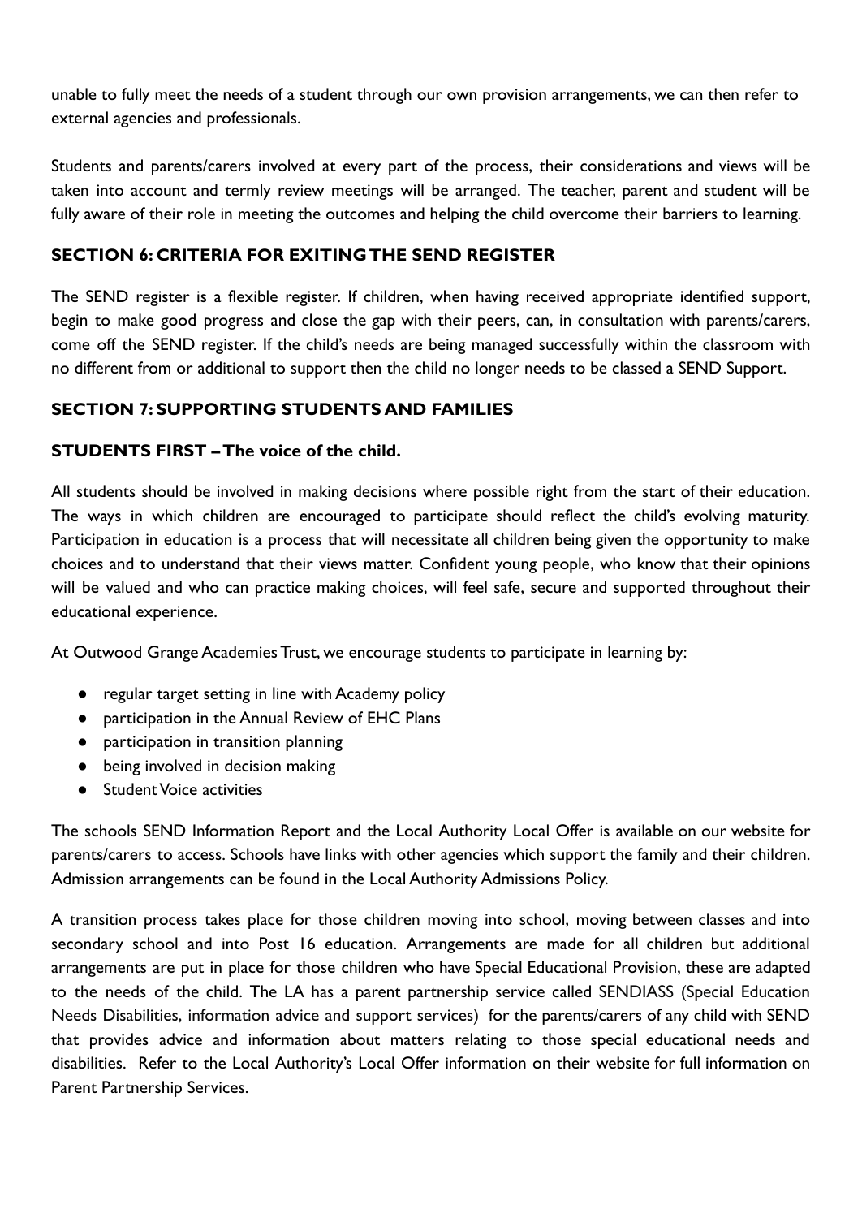unable to fully meet the needs of a student through our own provision arrangements, we can then refer to external agencies and professionals.

Students and parents/carers involved at every part of the process, their considerations and views will be taken into account and termly review meetings will be arranged. The teacher, parent and student will be fully aware of their role in meeting the outcomes and helping the child overcome their barriers to learning.

## SECTION 6: CRITERIA FOR EXITING THE SEND REGISTER

The SEND register is a flexible register. If children, when having received appropriate identified support, begin to make good progress and close the gap with their peers, can, in consultation with parents/carers, come off the SEND register. If the child's needs are being managed successfully within the classroom with no different from or additional to support then the child no longer needs to be classed a SEND Support.

## SECTION 7: SUPPORTING STUDENTS AND FAMILIES

### STUDENTS FIRST – The voice of the child.

All students should be involved in making decisions where possible right from the start of their education. The ways in which children are encouraged to participate should reflect the child's evolving maturity. Participation in education is a process that will necessitate all children being given the opportunity to make choices and to understand that their views matter. Confident young people, who know that their opinions will be valued and who can practice making choices, will feel safe, secure and supported throughout their educational experience.

At Outwood Grange Academies Trust, we encourage students to participate in learning by:

- regular target setting in line with Academy policy
- participation in the Annual Review of EHC Plans
- participation in transition planning
- being involved in decision making
- Student Voice activities

The schools SEND Information Report and the Local Authority Local Offer is available on our website for parents/carers to access. Schools have links with other agencies which support the family and their children. Admission arrangements can be found in the Local Authority Admissions Policy.

A transition process takes place for those children moving into school, moving between classes and into secondary school and into Post 16 education. Arrangements are made for all children but additional arrangements are put in place for those children who have Special Educational Provision, these are adapted to the needs of the child. The LA has a parent partnership service called SENDIASS (Special Education Needs Disabilities, information advice and support services) for the parents/carers of any child with SEND that provides advice and information about matters relating to those special educational needs and disabilities. Refer to the Local Authority's Local Offer information on their website for full information on Parent Partnership Services.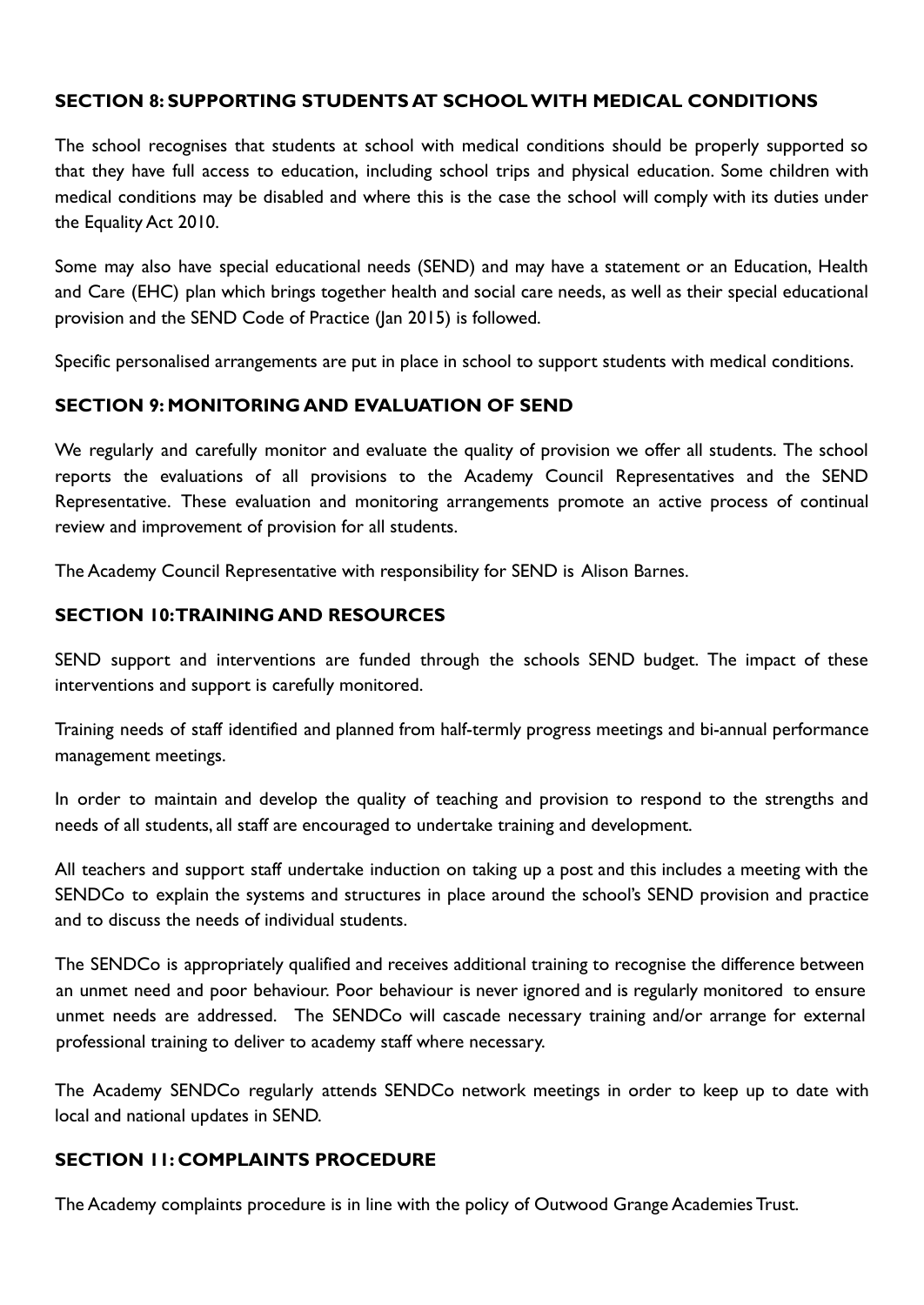## SECTION 8: SUPPORTING STUDENTS AT SCHOOL WITH MEDICAL CONDITIONS

The school recognises that students at school with medical conditions should be properly supported so that they have full access to education, including school trips and physical education. Some children with medical conditions may be disabled and where this is the case the school will comply with its duties under the Equality Act 2010.

Some may also have special educational needs (SEND) and may have a statement or an Education, Health and Care (EHC) plan which brings together health and social care needs, as well as their special educational provision and the SEND Code of Practice (Jan 2015) is followed.

Specific personalised arrangements are put in place in school to support students with medical conditions.

## SECTION 9: MONITORING AND EVALUATION OF SEND

We regularly and carefully monitor and evaluate the quality of provision we offer all students. The school reports the evaluations of all provisions to the Academy Council Representatives and the SEND Representative. These evaluation and monitoring arrangements promote an active process of continual review and improvement of provision for all students.

The Academy Council Representative with responsibility for SEND is Alison Barnes.

## SECTION 10: TRAINING AND RESOURCES

SEND support and interventions are funded through the schools SEND budget. The impact of these interventions and support is carefully monitored.

Training needs of staff identified and planned from half-termly progress meetings and bi-annual performance management meetings.

In order to maintain and develop the quality of teaching and provision to respond to the strengths and needs of all students, all staff are encouraged to undertake training and development.

All teachers and support staff undertake induction on taking up a post and this includes a meeting with the SENDCo to explain the systems and structures in place around the school's SEND provision and practice and to discuss the needs of individual students.

The SENDCo is appropriately qualified and receives additional training to recognise the difference between an unmet need and poor behaviour. Poor behaviour is never ignored and is regularly monitored to ensure unmet needs are addressed. The SENDCo will cascade necessary training and/or arrange for external professional training to deliver to academy staff where necessary.

The Academy SENDCo regularly attends SENDCo network meetings in order to keep up to date with local and national updates in SEND.

## SECTION 11: COMPLAINTS PROCEDURE

The Academy complaints procedure is in line with the policy of Outwood Grange Academies Trust.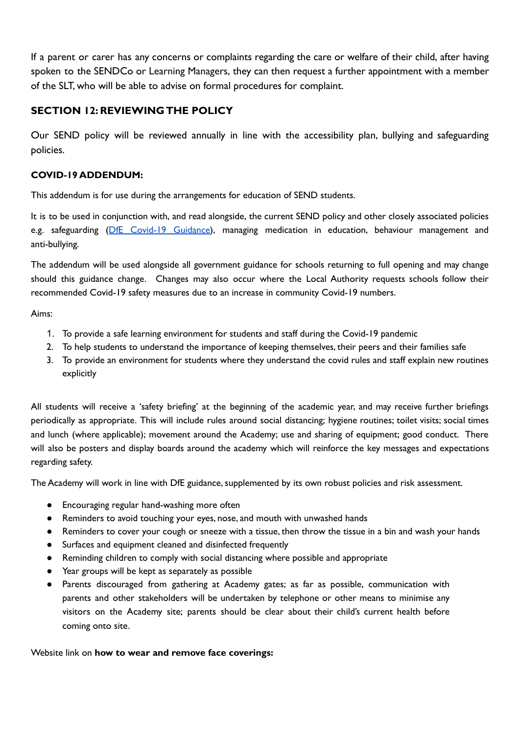If a parent or carer has any concerns or complaints regarding the care or welfare of their child, after having spoken to the SENDCo or Learning Managers, they can then request a further appointment with a member of the SLT, who will be able to advise on formal procedures for complaint.

## SECTION 12: REVIEWING THE POLICY

Our SEND policy will be reviewed annually in line with the accessibility plan, bullying and safeguarding policies.

### COVID-19 ADDENDUM:

This addendum is for use during the arrangements for education of SEND students.

It is to be used in conjunction with, and read alongside, the current SEND policy and other closely associated policies e.g. safeguarding (DfE Covid-19 Guidance), managing medication in education, behaviour management and anti-bullying.

The addendum will be used alongside all government guidance for schools returning to full opening and may change should this guidance change. Changes may also occur where the Local Authority requests schools follow their recommended Covid-19 safety measures due to an increase in community Covid-19 numbers.

Aims:

1. To provide a safe learning environment for students and staff during the Covid-19 pandemic
2. To help students to understand the importance of keeping themselves, their peers and their families safe
3. To provide an environment for students where they understand the covid rules and staff explain new routines explicitly

All students will receive a 'safety briefing' at the beginning of the academic year, and may receive further briefings periodically as appropriate. This will include rules around social distancing; hygiene routines; toilet visits; social times and lunch (where applicable); movement around the Academy; use and sharing of equipment; good conduct. There will also be posters and display boards around the academy which will reinforce the key messages and expectations regarding safety.

The Academy will work in line with DfE guidance, supplemented by its own robust policies and risk assessment.

- Encouraging regular hand-washing more often
- Reminders to avoid touching your eyes, nose, and mouth with unwashed hands
- Reminders to cover your cough or sneeze with a tissue, then throw the tissue in a bin and wash your hands
- Surfaces and equipment cleaned and disinfected frequently
- Reminding children to comply with social distancing where possible and appropriate
- Year groups will be kept as separately as possible
- Parents discouraged from gathering at Academy gates; as far as possible, communication with parents and other stakeholders will be undertaken by telephone or other means to minimise any visitors on the Academy site; parents should be clear about their child's current health before coming onto site.

Website link on **how to wear and remove face coverings:**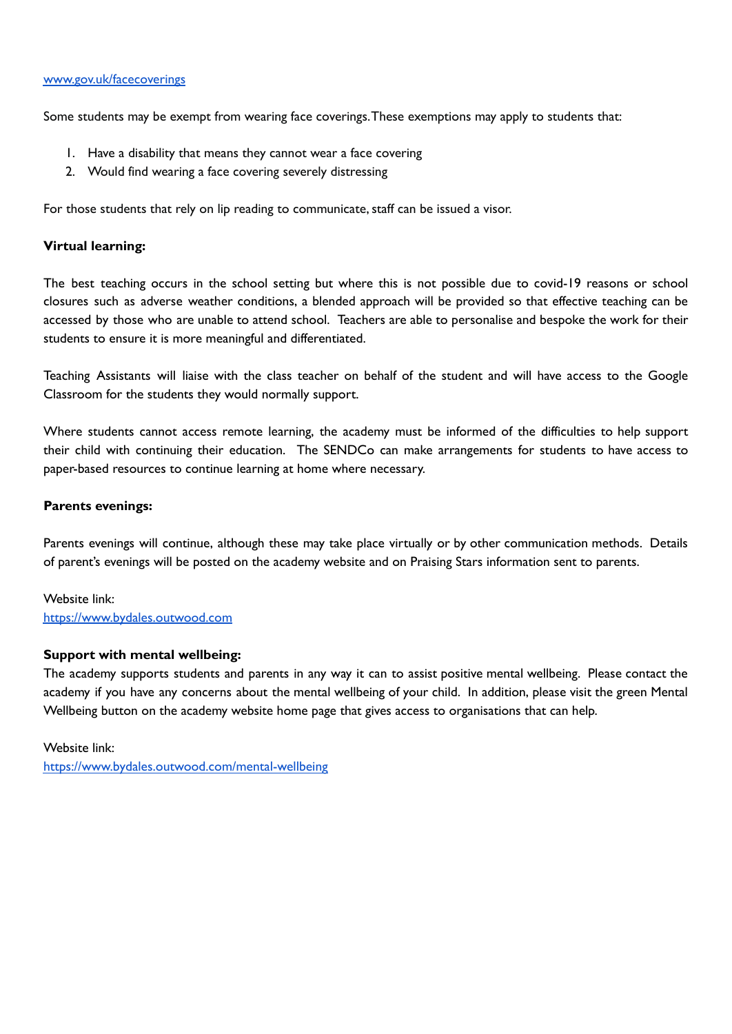www.gov.uk/facecoverings

Some students may be exempt from wearing face coverings. These exemptions may apply to students that:

1. Have a disability that means they cannot wear a face covering
2. Would find wearing a face covering severely distressing

For those students that rely on lip reading to communicate, staff can be issued a visor.

**Virtual learning:**

The best teaching occurs in the school setting but where this is not possible due to covid-19 reasons or school closures such as adverse weather conditions, a blended approach will be provided so that effective teaching can be accessed by those who are unable to attend school. Teachers are able to personalise and bespoke the work for their students to ensure it is more meaningful and differentiated.

Teaching Assistants will liaise with the class teacher on behalf of the student and will have access to the Google Classroom for the students they would normally support.

Where students cannot access remote learning, the academy must be informed of the difficulties to help support their child with continuing their education. The SENDCo can make arrangements for students to have access to paper-based resources to continue learning at home where necessary.

**Parents evenings:**

Parents evenings will continue, although these may take place virtually or by other communication methods. Details of parent's evenings will be posted on the academy website and on Praising Stars information sent to parents.

Website link:
https://www.bydales.outwood.com

**Support with mental wellbeing:**

The academy supports students and parents in any way it can to assist positive mental wellbeing. Please contact the academy if you have any concerns about the mental wellbeing of your child. In addition, please visit the green Mental Wellbeing button on the academy website home page that gives access to organisations that can help.

Website link:
https://www.bydales.outwood.com/mental-wellbeing